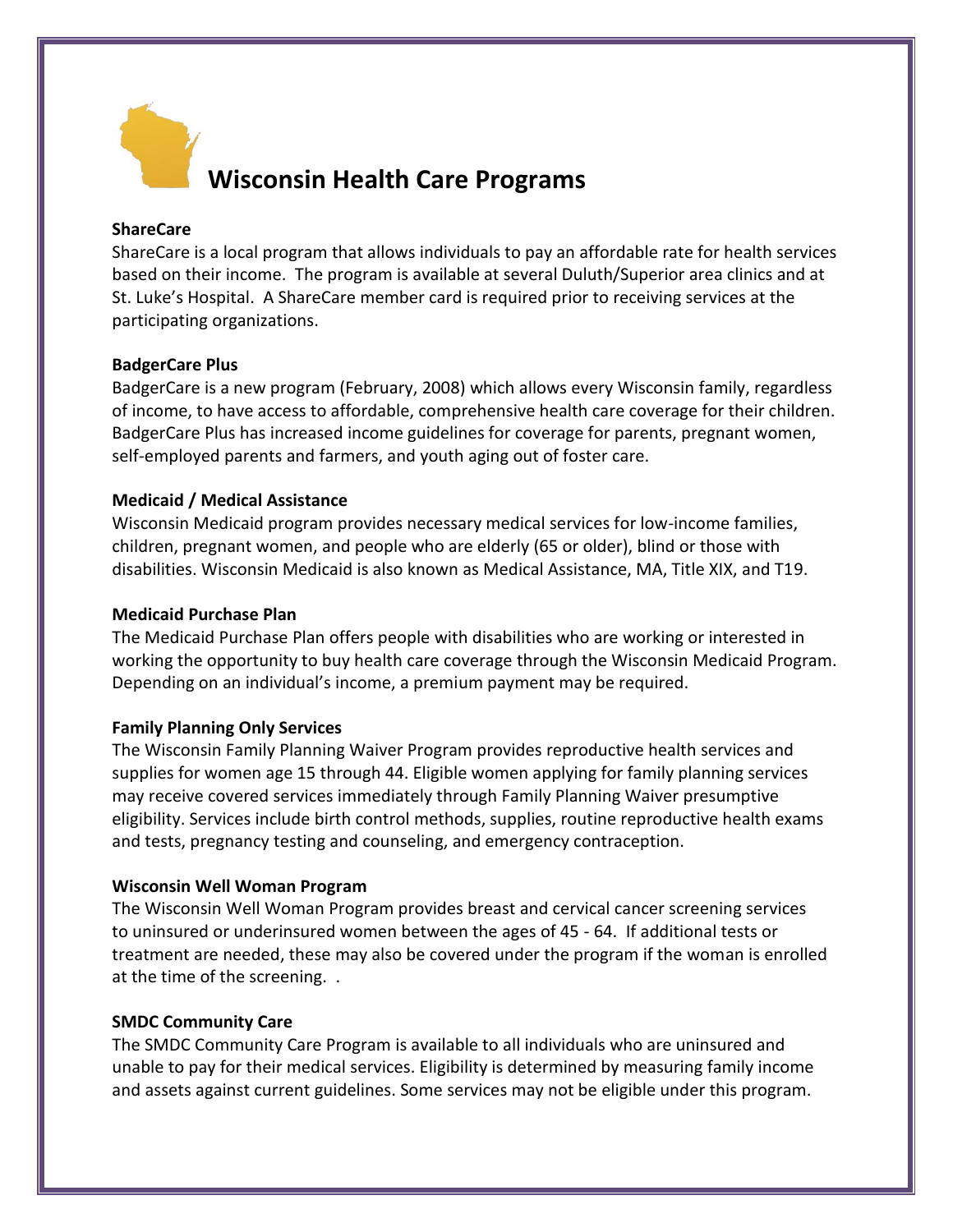# Wisconsin Health Care Programs

**ShareCare**

ShareCare is a local program that allows individuals to pay an affordable rate for health services based on their income. The program is available at several Duluth/Superior area clinics and at St. Luke's Hospital. A ShareCare member card is required prior to receiving services at the participating organizations.

**BadgerCare Plus**

BadgerCare is a new program (February, 2008) which allows every Wisconsin family, regardless of income, to have access to affordable, comprehensive health care coverage for their children. BadgerCare Plus has increased income guidelines for coverage for parents, pregnant women, self-employed parents and farmers, and youth aging out of foster care.

**Medicaid / Medical Assistance**

Wisconsin Medicaid program provides necessary medical services for low-income families, children, pregnant women, and people who are elderly (65 or older), blind or those with disabilities. Wisconsin Medicaid is also known as Medical Assistance, MA, Title XIX, and T19.

**Medicaid Purchase Plan**

The Medicaid Purchase Plan offers people with disabilities who are working or interested in working the opportunity to buy health care coverage through the Wisconsin Medicaid Program. Depending on an individual's income, a premium payment may be required.

**Family Planning Only Services**

The Wisconsin Family Planning Waiver Program provides reproductive health services and supplies for women age 15 through 44. Eligible women applying for family planning services may receive covered services immediately through Family Planning Waiver presumptive eligibility. Services include birth control methods, supplies, routine reproductive health exams and tests, pregnancy testing and counseling, and emergency contraception.

**Wisconsin Well Woman Program**

The Wisconsin Well Woman Program provides breast and cervical cancer screening services to uninsured or underinsured women between the ages of 45 - 64. If additional tests or treatment are needed, these may also be covered under the program if the woman is enrolled at the time of the screening. .

**SMDC Community Care**

The SMDC Community Care Program is available to all individuals who are uninsured and unable to pay for their medical services. Eligibility is determined by measuring family income and assets against current guidelines. Some services may not be eligible under this program.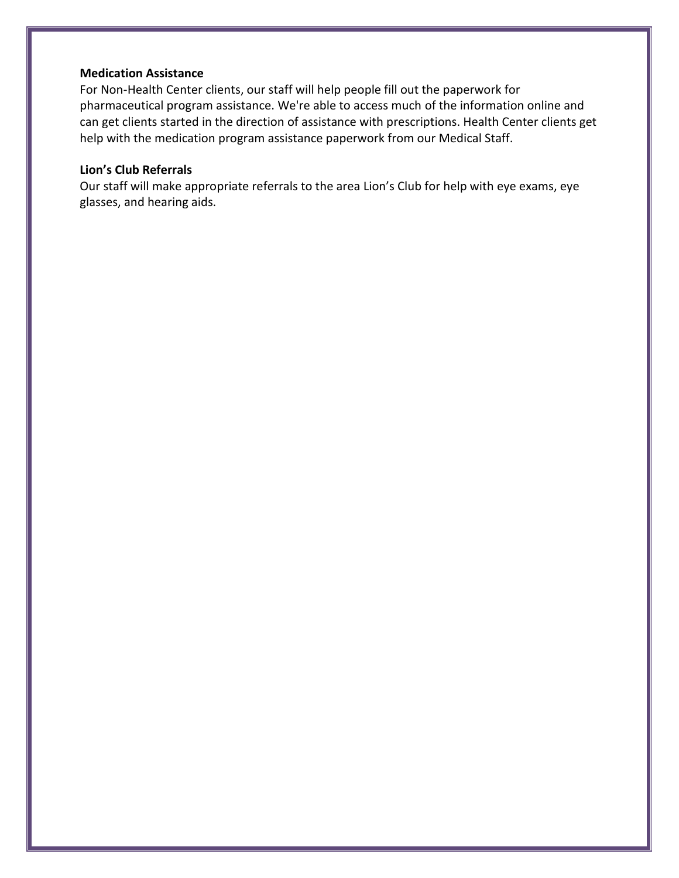**Medication Assistance**

For Non-Health Center clients, our staff will help people fill out the paperwork for pharmaceutical program assistance. We're able to access much of the information online and can get clients started in the direction of assistance with prescriptions. Health Center clients get help with the medication program assistance paperwork from our Medical Staff.

**Lion's Club Referrals**

Our staff will make appropriate referrals to the area Lion's Club for help with eye exams, eye glasses, and hearing aids.